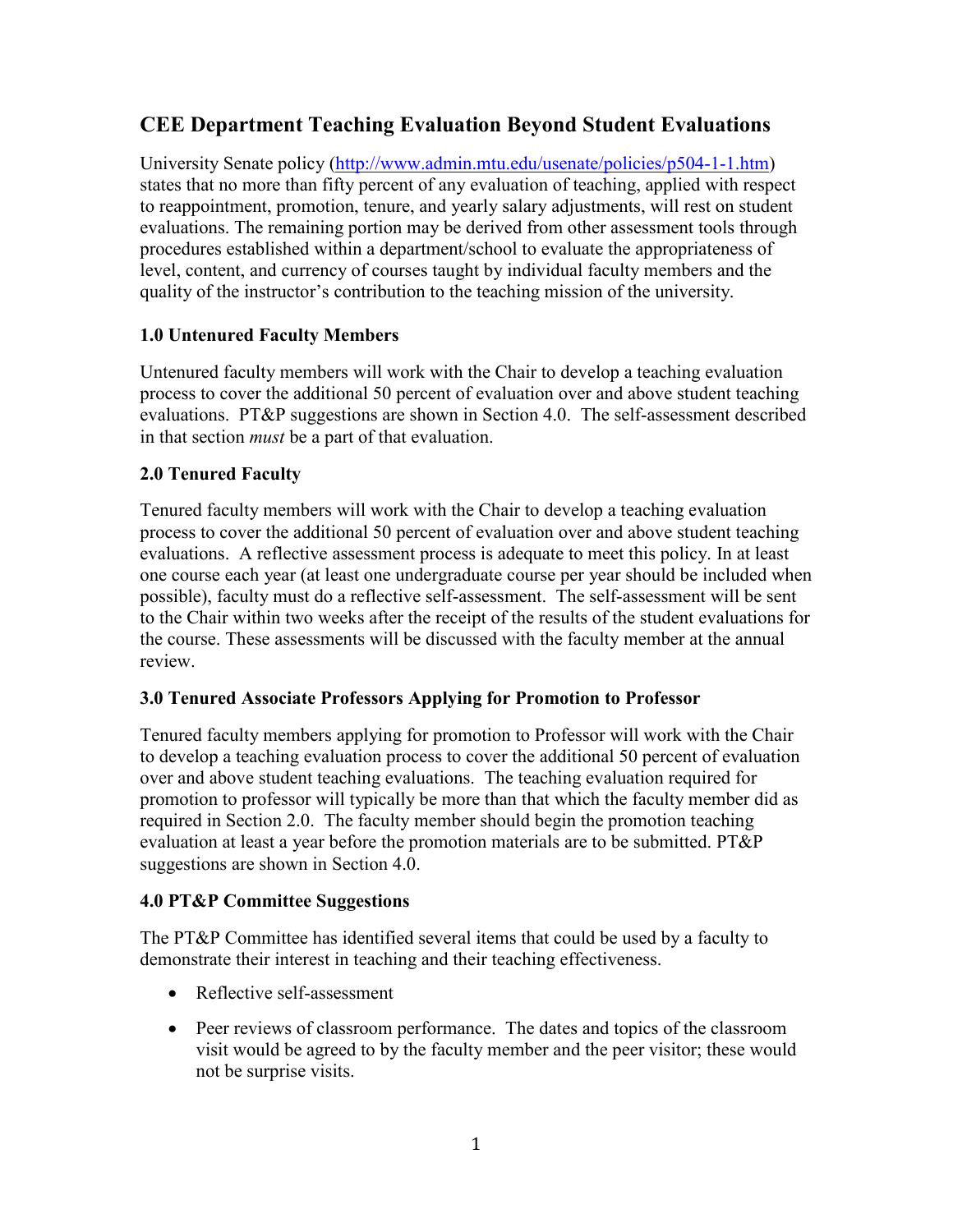# CEE Department Teaching Evaluation Beyond Student Evaluations

University Senate policy ([http://www.admin.mtu.edu/usenate/policies/p504-1-1.htm](http://www.admin.mtu.edu/usenate/policies/p504-1-1.htm)) states that no more than fifty percent of any evaluation of teaching, applied with respect to reappointment, promotion, tenure, and yearly salary adjustments, will rest on student evaluations. The remaining portion may be derived from other assessment tools through procedures established within a department/school to evaluate the appropriateness of level, content, and currency of courses taught by individual faculty members and the quality of the instructor's contribution to the teaching mission of the university.

## 1.0 Untenured Faculty Members

Untenured faculty members will work with the Chair to develop a teaching evaluation process to cover the additional 50 percent of evaluation over and above student teaching evaluations. PT&P suggestions are shown in Section 4.0. The self-assessment described in that section *must* be a part of that evaluation.

## 2.0 Tenured Faculty

Tenured faculty members will work with the Chair to develop a teaching evaluation process to cover the additional 50 percent of evaluation over and above student teaching evaluations. A reflective assessment process is adequate to meet this policy. In at least one course each year (at least one undergraduate course per year should be included when possible), faculty must do a reflective self-assessment. The self-assessment will be sent to the Chair within two weeks after the receipt of the results of the student evaluations for the course. These assessments will be discussed with the faculty member at the annual review.

## 3.0 Tenured Associate Professors Applying for Promotion to Professor

Tenured faculty members applying for promotion to Professor will work with the Chair to develop a teaching evaluation process to cover the additional 50 percent of evaluation over and above student teaching evaluations. The teaching evaluation required for promotion to professor will typically be more than that which the faculty member did as required in Section 2.0. The faculty member should begin the promotion teaching evaluation at least a year before the promotion materials are to be submitted. PT&P suggestions are shown in Section 4.0.

## 4.0 PT&P Committee Suggestions

The PT&P Committee has identified several items that could be used by a faculty to demonstrate their interest in teaching and their teaching effectiveness.

- Reflective self-assessment
- Peer reviews of classroom performance. The dates and topics of the classroom visit would be agreed to by the faculty member and the peer visitor; these would not be surprise visits.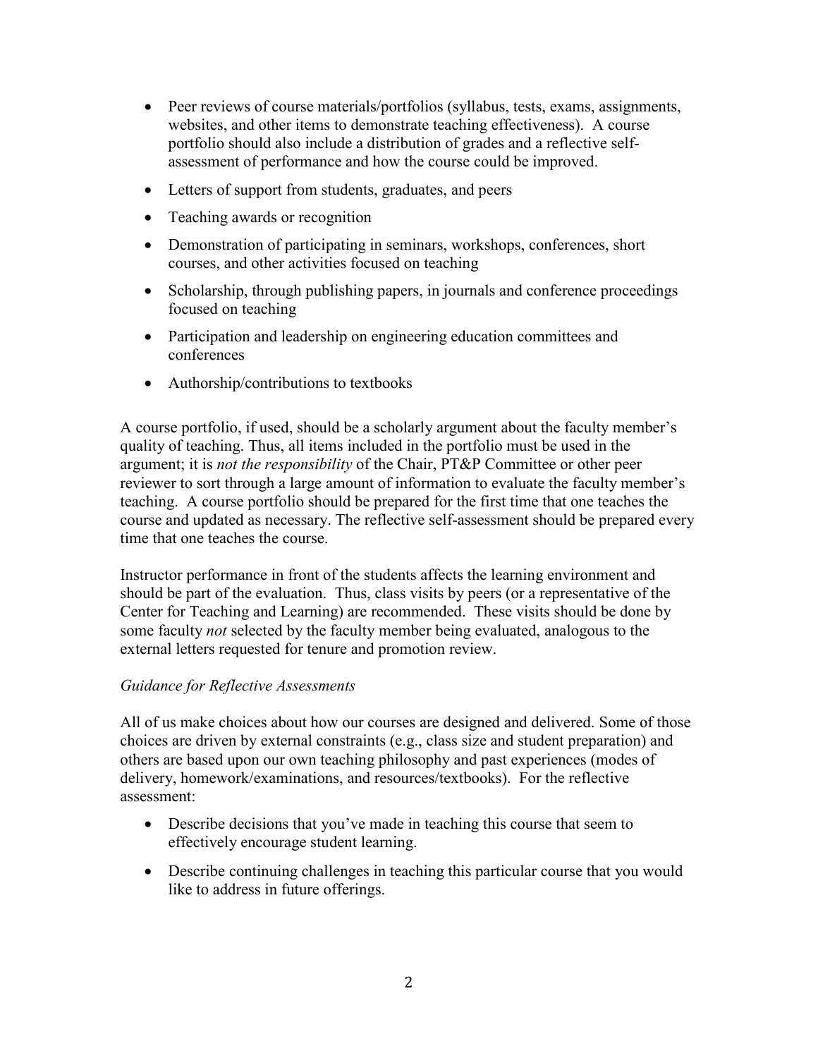- Peer reviews of course materials/portfolios (syllabus, tests, exams, assignments, websites, and other items to demonstrate teaching effectiveness). A course portfolio should also include a distribution of grades and a reflective self-assessment of performance and how the course could be improved.
- Letters of support from students, graduates, and peers
- Teaching awards or recognition
- Demonstration of participating in seminars, workshops, conferences, short courses, and other activities focused on teaching
- Scholarship, through publishing papers, in journals and conference proceedings focused on teaching
- Participation and leadership on engineering education committees and conferences
- Authorship/contributions to textbooks

A course portfolio, if used, should be a scholarly argument about the faculty member's quality of teaching. Thus, all items included in the portfolio must be used in the argument; it is *not the responsibility* of the Chair, PT&P Committee or other peer reviewer to sort through a large amount of information to evaluate the faculty member's teaching. A course portfolio should be prepared for the first time that one teaches the course and updated as necessary. The reflective self-assessment should be prepared every time that one teaches the course.

Instructor performance in front of the students affects the learning environment and should be part of the evaluation. Thus, class visits by peers (or a representative of the Center for Teaching and Learning) are recommended. These visits should be done by some faculty *not* selected by the faculty member being evaluated, analogous to the external letters requested for tenure and promotion review.

*Guidance for Reflective Assessments*

All of us make choices about how our courses are designed and delivered. Some of those choices are driven by external constraints (e.g., class size and student preparation) and others are based upon our own teaching philosophy and past experiences (modes of delivery, homework/examinations, and resources/textbooks). For the reflective assessment:

- Describe decisions that you've made in teaching this course that seem to effectively encourage student learning.
- Describe continuing challenges in teaching this particular course that you would like to address in future offerings.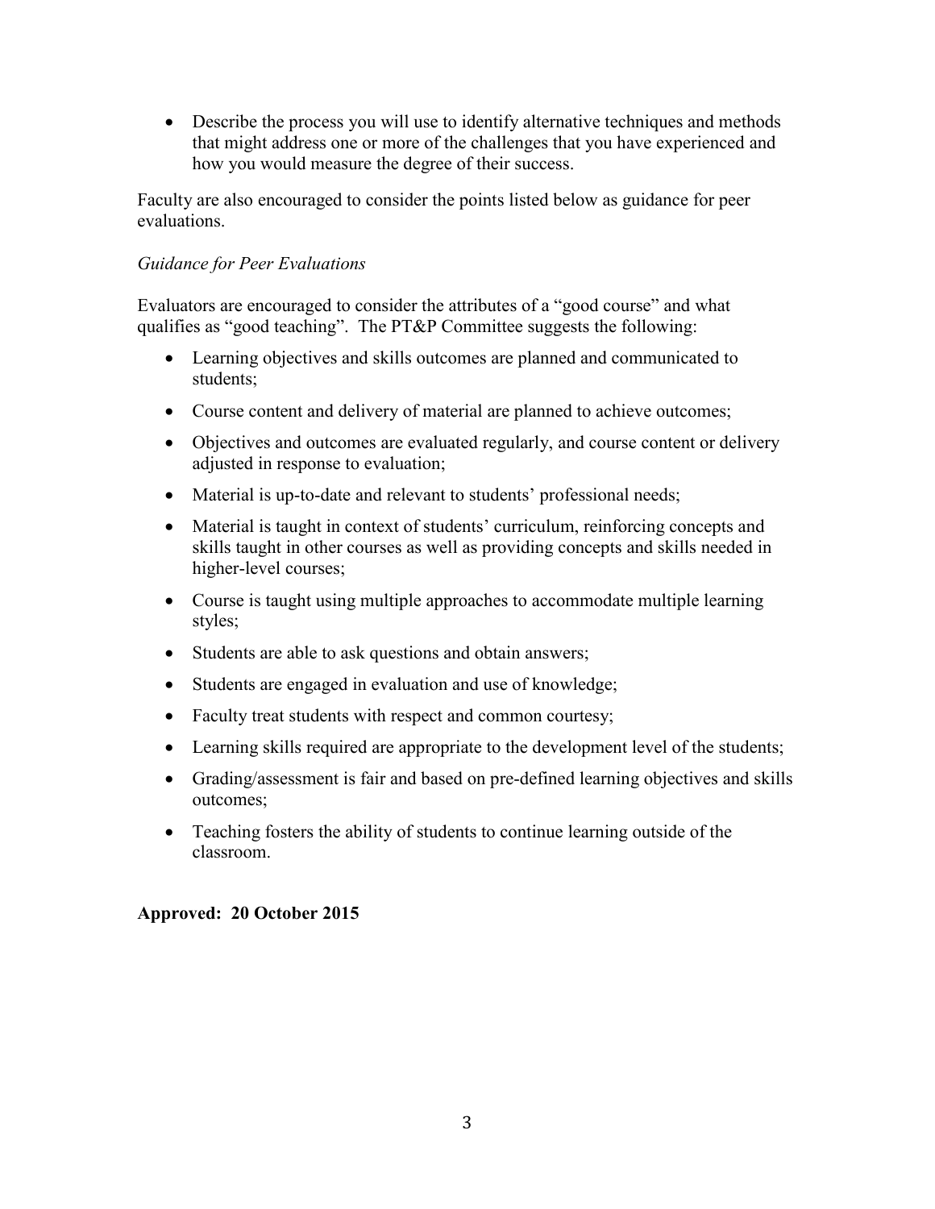- Describe the process you will use to identify alternative techniques and methods that might address one or more of the challenges that you have experienced and how you would measure the degree of their success.

Faculty are also encouraged to consider the points listed below as guidance for peer evaluations.

*Guidance for Peer Evaluations*

Evaluators are encouraged to consider the attributes of a "good course" and what qualifies as "good teaching". The PT&P Committee suggests the following:

- Learning objectives and skills outcomes are planned and communicated to students;
- Course content and delivery of material are planned to achieve outcomes;
- Objectives and outcomes are evaluated regularly, and course content or delivery adjusted in response to evaluation;
- Material is up-to-date and relevant to students' professional needs;
- Material is taught in context of students' curriculum, reinforcing concepts and skills taught in other courses as well as providing concepts and skills needed in higher-level courses;
- Course is taught using multiple approaches to accommodate multiple learning styles;
- Students are able to ask questions and obtain answers;
- Students are engaged in evaluation and use of knowledge;
- Faculty treat students with respect and common courtesy;
- Learning skills required are appropriate to the development level of the students;
- Grading/assessment is fair and based on pre-defined learning objectives and skills outcomes;
- Teaching fosters the ability of students to continue learning outside of the classroom.

**Approved: 20 October 2015**